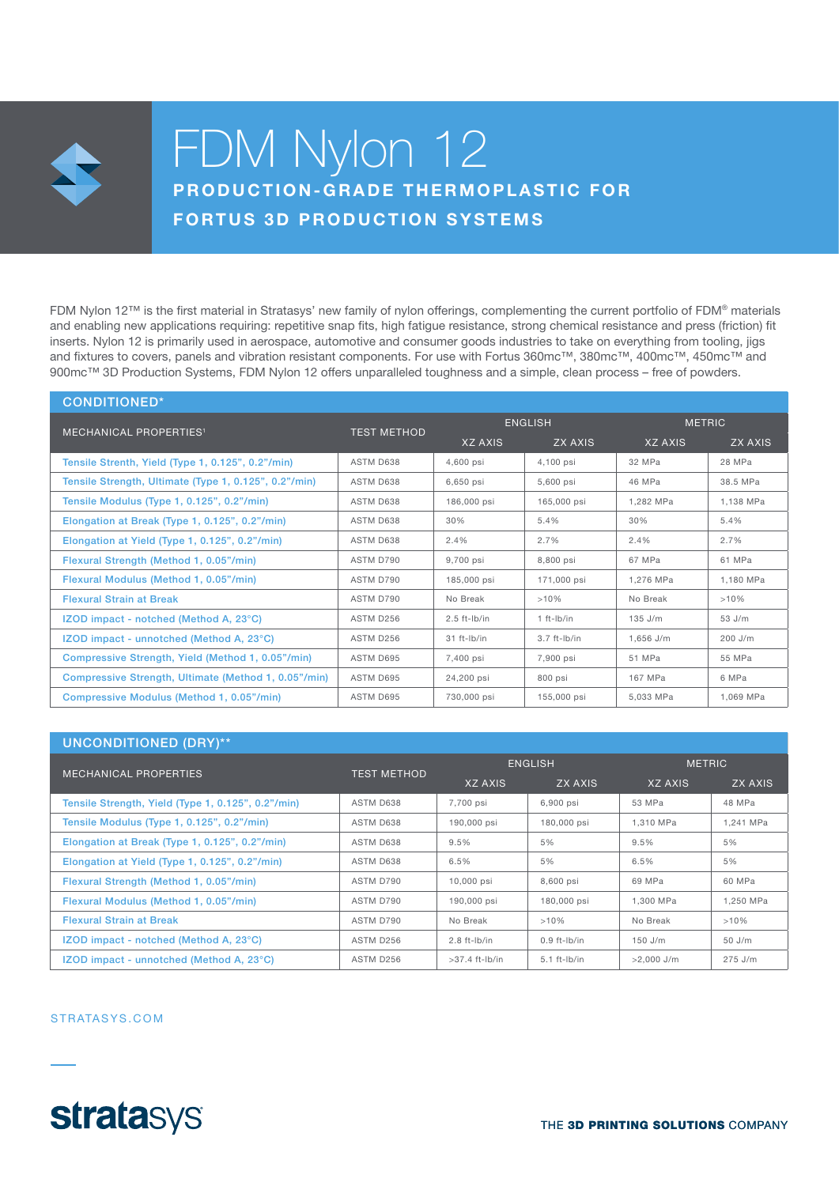# FDM Nylon 12

## PRODUCTION-GRADE THERMOPLASTIC FOR FORTUS 3D PRODUCTION SYSTEMS

FDM Nylon 12™ is the first material in Stratasys' new family of nylon offerings, complementing the current portfolio of FDM® materials and enabling new applications requiring: repetitive snap fits, high fatigue resistance, strong chemical resistance and press (friction) fit inserts. Nylon 12 is primarily used in aerospace, automotive and consumer goods industries to take on everything from tooling, jigs and fixtures to covers, panels and vibration resistant components. For use with Fortus 360mc™, 380mc™, 400mc™, 450mc™ and 900mc™ 3D Production Systems, FDM Nylon 12 offers unparalleled toughness and a simple, clean process – free of powders.

### CONDITIONED*

| MECHANICAL PROPERTIES[1] | TEST METHOD | ENGLISH | | METRIC | |
|---|---|---|---|---|---|
| | | XZ AXIS | ZX AXIS | XZ AXIS | ZX AXIS |
| Tensile Strenth, Yield (Type 1, 0.125", 0.2"/min) | ASTM D638 | 4,600 psi | 4,100 psi | 32 MPa | 28 MPa |
| Tensile Strength, Ultimate (Type 1, 0.125", 0.2"/min) | ASTM D638 | 6,650 psi | 5,600 psi | 46 MPa | 38.5 MPa |
| Tensile Modulus (Type 1, 0.125", 0.2"/min) | ASTM D638 | 186,000 psi | 165,000 psi | 1,282 MPa | 1,138 MPa |
| Elongation at Break (Type 1, 0.125", 0.2"/min) | ASTM D638 | 30% | 5.4% | 30% | 5.4% |
| Elongation at Yield (Type 1, 0.125", 0.2"/min) | ASTM D638 | 2.4% | 2.7% | 2.4% | 2.7% |
| Flexural Strength (Method 1, 0.05"/min) | ASTM D790 | 9,700 psi | 8,800 psi | 67 MPa | 61 MPa |
| Flexural Modulus (Method 1, 0.05"/min) | ASTM D790 | 185,000 psi | 171,000 psi | 1,276 MPa | 1,180 MPa |
| Flexural Strain at Break | ASTM D790 | No Break | >10% | No Break | >10% |
| IZOD impact - notched (Method A, 23°C) | ASTM D256 | 2.5 ft-lb/in | 1 ft-lb/in | 135 J/m | 53 J/m |
| IZOD impact - unnotched (Method A, 23°C) | ASTM D256 | 31 ft-lb/in | 3.7 ft-lb/in | 1,656 J/m | 200 J/m |
| Compressive Strength, Yield (Method 1, 0.05"/min) | ASTM D695 | 7,400 psi | 7,900 psi | 51 MPa | 55 MPa |
| Compressive Strength, Ultimate (Method 1, 0.05"/min) | ASTM D695 | 24,200 psi | 800 psi | 167 MPa | 6 MPa |
| Compressive Modulus (Method 1, 0.05"/min) | ASTM D695 | 730,000 psi | 155,000 psi | 5,033 MPa | 1,069 MPa |

### UNCONDITIONED (DRY)**

| MECHANICAL PROPERTIES | TEST METHOD | ENGLISH | | METRIC | |
|---|---|---|---|---|---|
| | | XZ AXIS | ZX AXIS | XZ AXIS | ZX AXIS |
| Tensile Strength, Yield (Type 1, 0.125", 0.2"/min) | ASTM D638 | 7,700 psi | 6,900 psi | 53 MPa | 48 MPa |
| Tensile Modulus (Type 1, 0.125", 0.2"/min) | ASTM D638 | 190,000 psi | 180,000 psi | 1,310 MPa | 1,241 MPa |
| Elongation at Break (Type 1, 0.125", 0.2"/min) | ASTM D638 | 9.5% | 5% | 9.5% | 5% |
| Elongation at Yield (Type 1, 0.125", 0.2"/min) | ASTM D638 | 6.5% | 5% | 6.5% | 5% |
| Flexural Strength (Method 1, 0.05"/min) | ASTM D790 | 10,000 psi | 8,600 psi | 69 MPa | 60 MPa |
| Flexural Modulus (Method 1, 0.05"/min) | ASTM D790 | 190,000 psi | 180,000 psi | 1,300 MPa | 1,250 MPa |
| Flexural Strain at Break | ASTM D790 | No Break | >10% | No Break | >10% |
| IZOD impact - notched (Method A, 23°C) | ASTM D256 | 2.8 ft-lb/in | 0.9 ft-lb/in | 150 J/m | 50 J/m |
| IZOD impact - unnotched (Method A, 23°C) | ASTM D256 | >37.4 ft-lb/in | 5.1 ft-lb/in | >2,000 J/m | 275 J/m |

STRATASYS.COM

stratasys

THE **3D PRINTING SOLUTIONS** COMPANY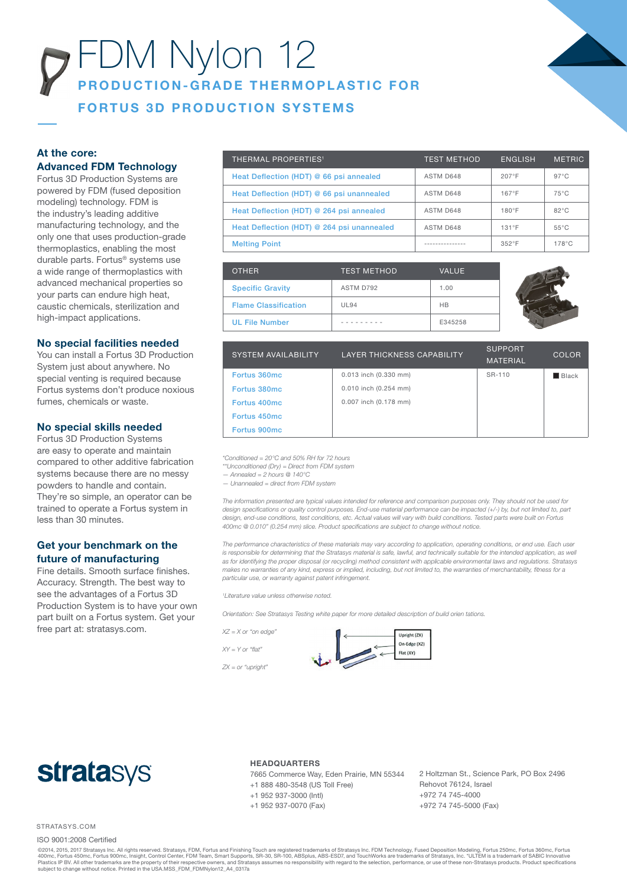# FDM Nylon 12

## PRODUCTION-GRADE THERMOPLASTIC FOR FORTUS 3D PRODUCTION SYSTEMS

### At the core: Advanced FDM Technology

Fortus 3D Production Systems are powered by FDM (fused deposition modeling) technology. FDM is the industry's leading additive manufacturing technology, and the only one that uses production-grade thermoplastics, enabling the most durable parts. Fortus® systems use a wide range of thermoplastics with advanced mechanical properties so your parts can endure high heat, caustic chemicals, sterilization and high-impact applications.

### No special facilities needed

You can install a Fortus 3D Production System just about anywhere. No special venting is required because Fortus systems don't produce noxious fumes, chemicals or waste.

### No special skills needed

Fortus 3D Production Systems are easy to operate and maintain compared to other additive fabrication systems because there are no messy powders to handle and contain. They're so simple, an operator can be trained to operate a Fortus system in less than 30 minutes.

### Get your benchmark on the future of manufacturing

Fine details. Smooth surface finishes. Accuracy. Strength. The best way to see the advantages of a Fortus 3D Production System is to have your own part built on a Fortus system. Get your free part at: stratasys.com.

| THERMAL PROPERTIES[1] | TEST METHOD | ENGLISH | METRIC |
|---|---|---|---|
| Heat Deflection (HDT) @ 66 psi annealed | ASTM D648 | 207°F | 97°C |
| Heat Deflection (HDT) @ 66 psi unannealed | ASTM D648 | 167°F | 75°C |
| Heat Deflection (HDT) @ 264 psi annealed | ASTM D648 | 180°F | 82°C |
| Heat Deflection (HDT) @ 264 psi unannealed | ASTM D648 | 131°F | 55°C |
| Melting Point | --------------- | 352°F | 178°C |

| OTHER | TEST METHOD | VALUE |
|---|---|---|
| Specific Gravity | ASTM D792 | 1.00 |
| Flame Classification | UL94 | HB |
| UL File Number | - - - - - - - - - | E345258 |

| SYSTEM AVAILABILITY | LAYER THICKNESS CAPABILITY | SUPPORT MATERIAL | COLOR |
|---|---|---|---|
| Fortus 360mc | 0.013 inch (0.330 mm) | SR-110 | ■ Black |
| Fortus 380mc | 0.010 inch (0.254 mm) | | |
| Fortus 400mc | 0.007 inch (0.178 mm) | | |
| Fortus 450mc | | | |
| Fortus 900mc | | | |

*Conditioned = 20°C and 50% RH for 72 hours

**Unconditioned (Dry) = Direct from FDM system

— Annealed = 2 hours @ 140°C

— Unannealed = direct from FDM system

*The information presented are typical values intended for reference and comparison purposes only. They should not be used for design specifications or quality control purposes. End-use material performance can be impacted (+/-) by, but not limited to, part design, end-use conditions, test conditions, etc. Actual values will vary with build conditions. Tested parts were built on Fortus 400mc @ 0.010" (0.254 mm) slice. Product specifications are subject to change without notice.*

*The performance characteristics of these materials may vary according to application, operating conditions, or end use. Each user is responsible for determining that the Stratasys material is safe, lawful, and technically suitable for the intended application, as well as for identifying the proper disposal (or recycling) method consistent with applicable environmental laws and regulations. Stratasys makes no warranties of any kind, express or implied, including, but not limited to, the warranties of merchantability, fitness for a particular use, or warranty against patent infringement.*

*[1]Literature value unless otherwise noted.*

*Orientation: See Stratasys Testing white paper for more detailed description of build orien tations.*

*XZ = X or "on edge"*

*XY = Y or "flat"*

*ZX = or "upright"*

Upright (ZX)
On-Edge (XZ)
Flat (XY)

**stratasys**

**HEADQUARTERS**

7665 Commerce Way, Eden Prairie, MN 55344
+1 888 480-3548 (US Toll Free)
+1 952 937-3000 (Intl)
+1 952 937-0070 (Fax)

2 Holtzman St., Science Park, PO Box 2496
Rehovot 76124, Israel
+972 74 745-4000
+972 74 745-5000 (Fax)

STRATASYS.COM

ISO 9001:2008 Certified

©2014, 2015, 2017 Stratasys Inc. All rights reserved. Stratasys, FDM, Fortus and Finishing Touch are registered trademarks of Stratasys Inc. FDM Technology, Fused Deposition Modeling, Fortus 250mc, Fortus 360mc, Fortus 400mc, Fortus 450mc, Fortus 900mc, Insight, Control Center, FDM Team, Smart Supports, SR-30, SR-100, ABSplus, ABS-ESD7, and TouchWorks are trademarks of Stratasys, Inc. *ULTEM is a trademark of SABIC Innovative Plastics IP BV. All other trademarks are the property of their respective owners, and Stratasys assumes no responsibility with regard to the selection, performance, or use of these non-Stratasys products. Product specifications subject to change without notice. Printed in the USA.MSS_FDM_FDMNylon12_A4_0317a